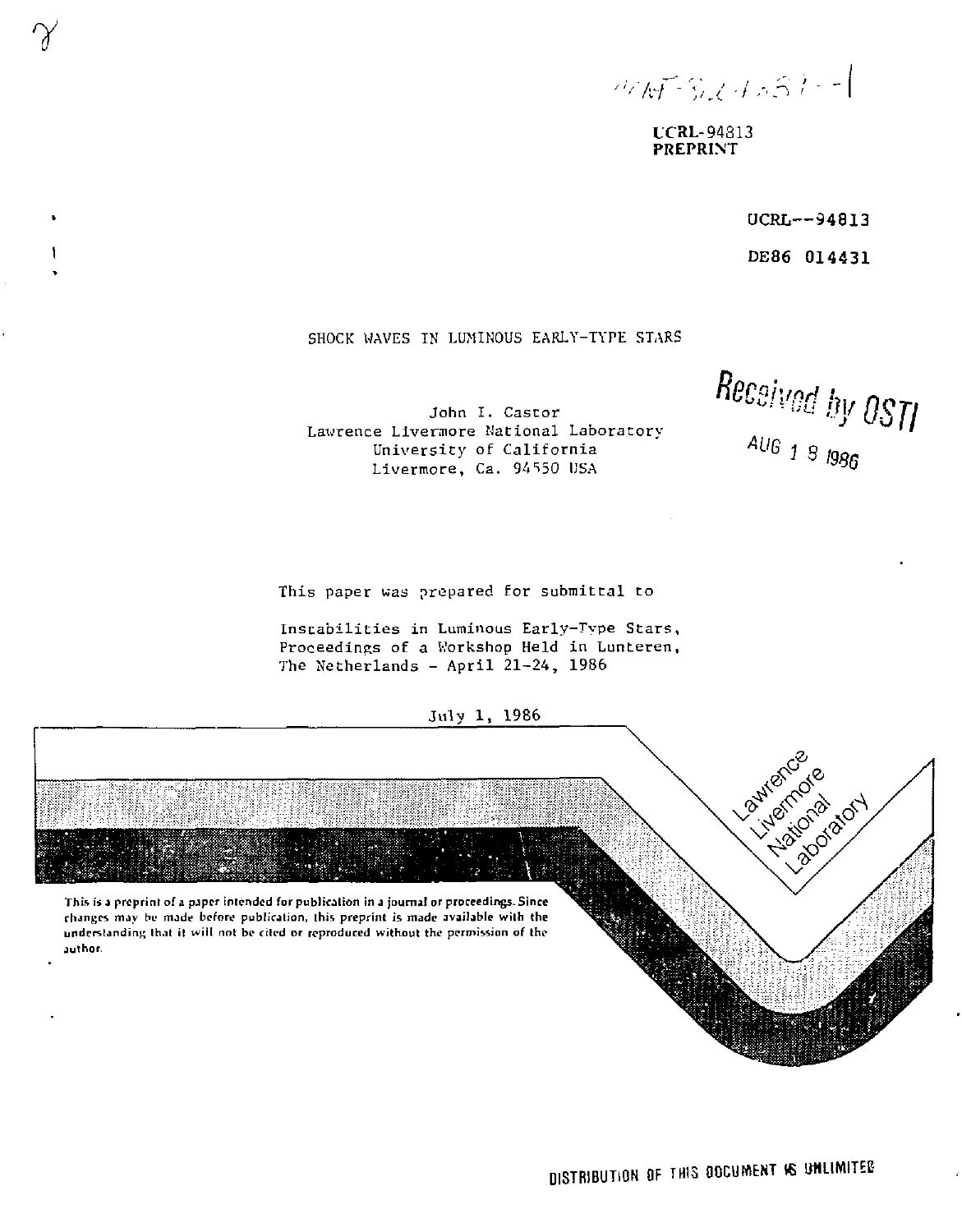UCRL-94813
PREPRINT

UCRL--94813

DE86 014431

# SHOCK WAVES IN LUMINOUS EARLY-TYPE STARS

John I. Castor
Lawrence Livermore National Laboratory
University of California
Livermore, Ca. 94550 USA

Received by OSTI

AUG 1 8 1986

This paper was prepared for submittal to

Instabilities in Luminous Early-Type Stars, Proceedings of a Workshop Held in Lunteren, The Netherlands - April 21-24, 1986

July 1, 1986

Lawrence Livermore National Laboratory

This is a preprint of a paper intended for publication in a journal or proceedings. Since changes may be made before publication, this preprint is made available with the understanding that it will not be cited or reproduced without the permission of the author.

DISTRIBUTION OF THIS DOCUMENT IS UNLIMITED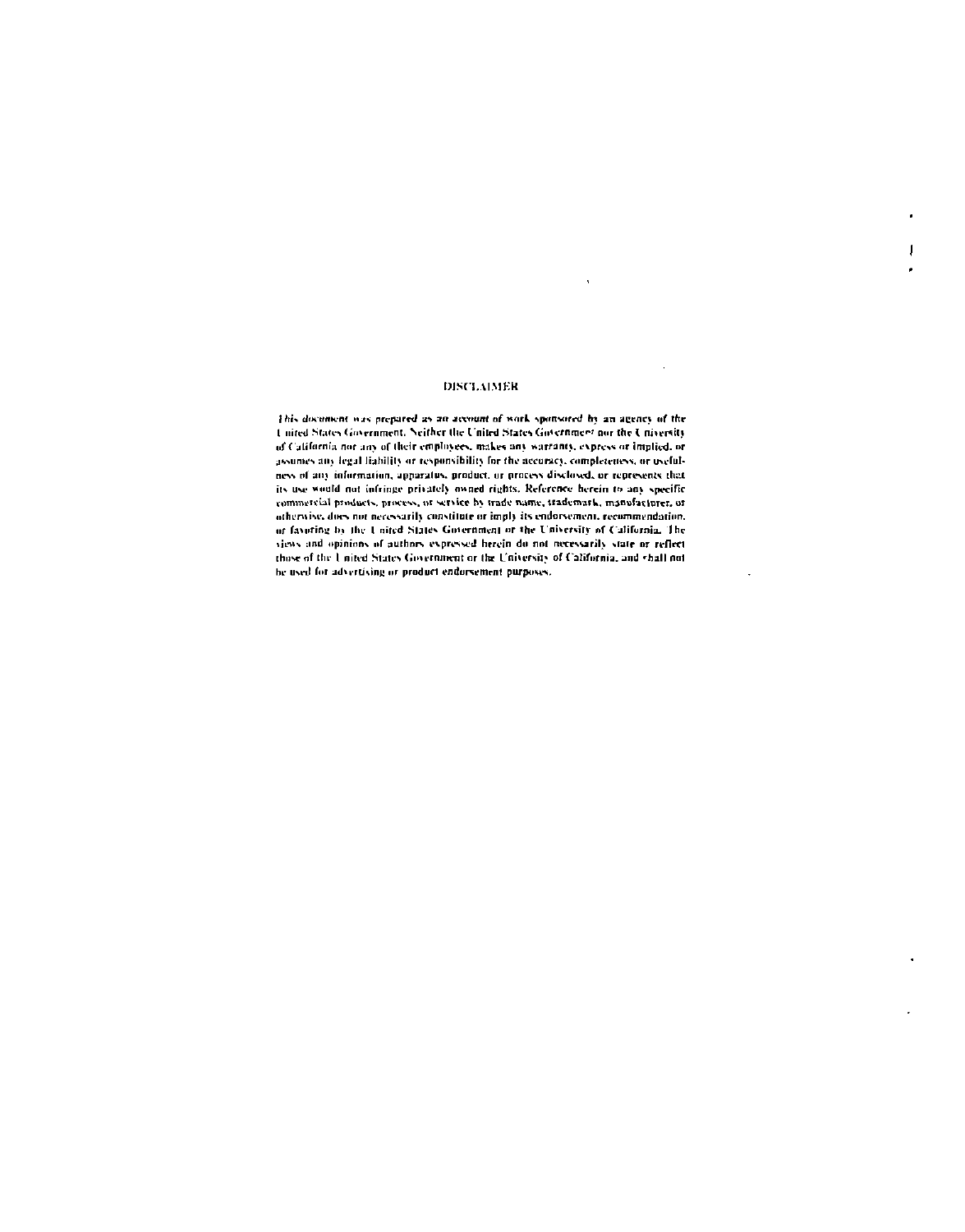# DISCLAIMER

This document was prepared as an account of work sponsored by an agency of the United States Government. Neither the United States Government nor the University of California nor any of their employees, makes any warranty, express or implied, or assumes any legal liability or responsibility for the accuracy, completeness, or usefulness of any information, apparatus, product, or process disclosed, or represents that its use would not infringe privately owned rights. Reference herein to any specific commercial products, process, or service by trade name, trademark, manufacturer, or otherwise, does not necessarily constitute or imply its endorsement, recommendation, or favoring by the United States Government or the University of California. The views and opinions of authors expressed herein do not necessarily state or reflect those of the United States Government or the University of California, and shall not be used for advertising or product endorsement purposes.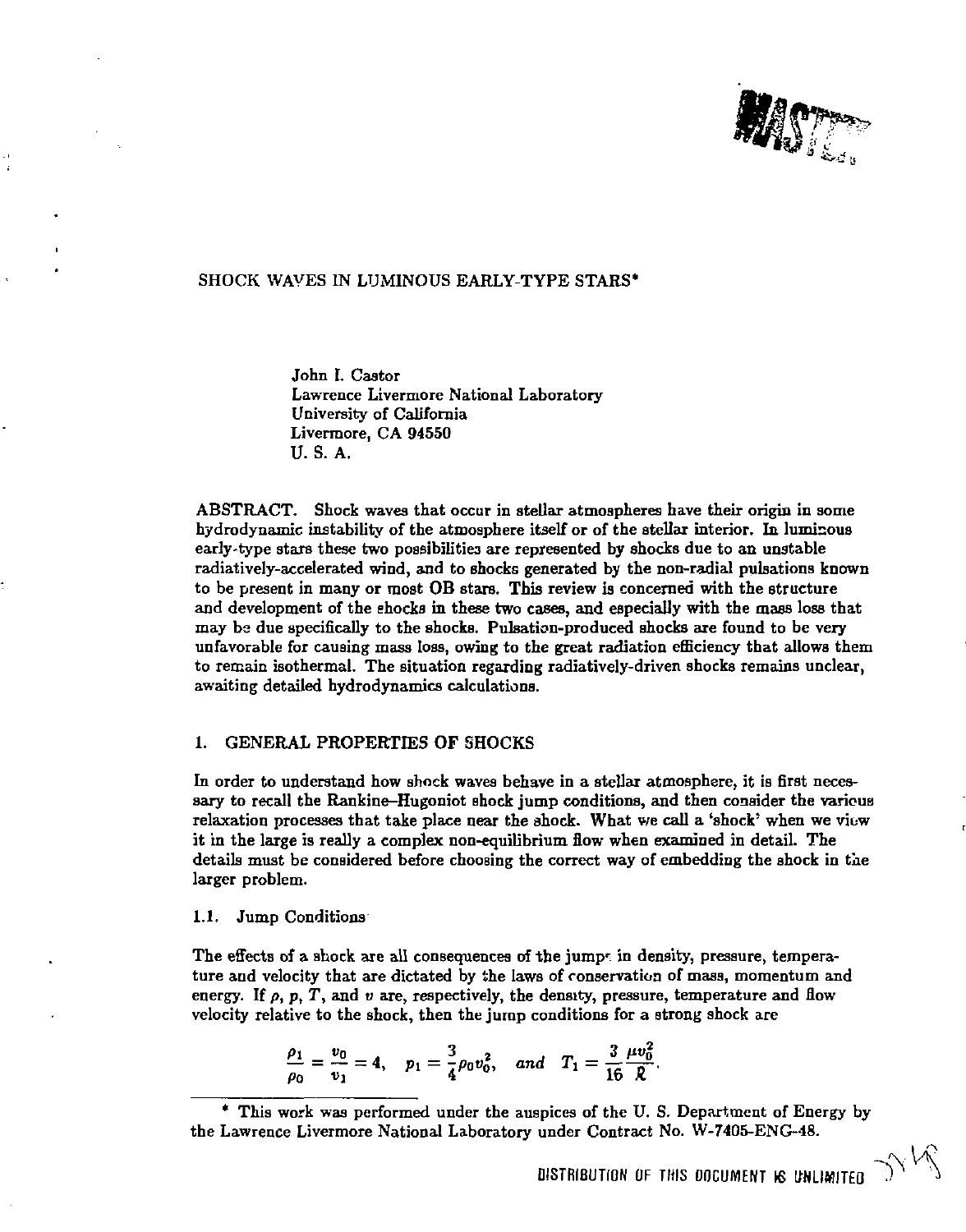# SHOCK WAVES IN LUMINOUS EARLY-TYPE STARS*

John I. Castor
Lawrence Livermore National Laboratory
University of California
Livermore, CA 94550
U. S. A.

ABSTRACT. Shock waves that occur in stellar atmospheres have their origin in some hydrodynamic instability of the atmosphere itself or of the stellar interior. In luminous early-type stars these two possibilities are represented by shocks due to an unstable radiatively-accelerated wind, and to shocks generated by the non-radial pulsations known to be present in many or most OB stars. This review is concerned with the structure and development of the shocks in these two cases, and especially with the mass loss that may be due specifically to the shocks. Pulsation-produced shocks are found to be very unfavorable for causing mass loss, owing to the great radiation efficiency that allows them to remain isothermal. The situation regarding radiatively-driven shocks remains unclear, awaiting detailed hydrodynamics calculations.

## 1. GENERAL PROPERTIES OF SHOCKS

In order to understand how shock waves behave in a stellar atmosphere, it is first necessary to recall the Rankine–Hugoniot shock jump conditions, and then consider the various relaxation processes that take place near the shock. What we call a 'shock' when we view it in the large is really a complex non-equilibrium flow when examined in detail. The details must be considered before choosing the correct way of embedding the shock in the larger problem.

### 1.1. Jump Conditions

The effects of a shock are all consequences of the jumps in density, pressure, temperature and velocity that are dictated by the laws of conservation of mass, momentum and energy. If $\rho$, $p$, $T$, and $v$ are, respectively, the density, pressure, temperature and flow velocity relative to the shock, then the jump conditions for a strong shock are

$$\frac{\rho_1}{\rho_0} = \frac{v_0}{v_1} = 4, \quad p_1 = \frac{3}{4}\rho_0 v_0^2, \quad and \quad T_1 = \frac{3}{16}\frac{\mu v_0^2}{\mathcal{R}}.$$

* This work was performed under the auspices of the U. S. Department of Energy by the Lawrence Livermore National Laboratory under Contract No. W-7405-ENG-48.

DISTRIBUTION OF THIS DOCUMENT IS UNLIMITED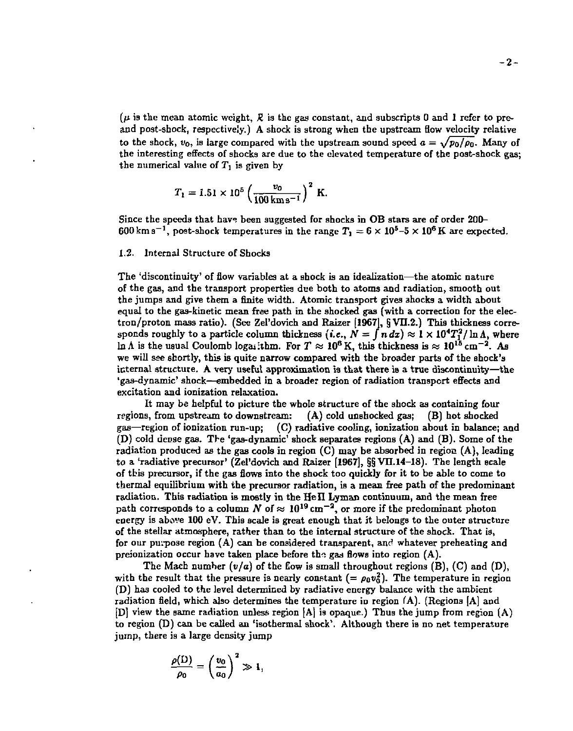($\mu$ is the mean atomic weight, $\mathcal{R}$ is the gas constant, and subscripts 0 and 1 refer to pre- and post-shock, respectively.) A shock is strong when the upstream flow velocity relative to the shock, $v_0$, is large compared with the upstream sound speed $a = \sqrt{p_0/\rho_0}$. Many of the interesting effects of shocks are due to the elevated temperature of the post-shock gas; the numerical value of $T_1$ is given by

$$T_1 = 1.51 \times 10^5 \left(\frac{v_0}{100\,\mathrm{km\,s^{-1}}}\right)^2 \mathrm{K}.$$

Since the speeds that have been suggested for shocks in OB stars are of order 200–600 km s$^{-1}$, post-shock temperatures in the range $T_1 = 6 \times 10^5$–$5 \times 10^6$ K are expected.

### 1.2. Internal Structure of Shocks

The 'discontinuity' of flow variables at a shock is an idealization—the atomic nature of the gas, and the transport properties due both to atoms and radiation, smooth out the jumps and give them a finite width. Atomic transport gives shocks a width about equal to the gas-kinetic mean free path in the shocked gas (with a correction for the electron/proton mass ratio). (See Zel'dovich and Raizer [1967], § VII.2.) This thickness corresponds roughly to a particle column thickness (*i.e.*, $N = \int n\,dz) \approx 1 \times 10^4 T_1^2/\ln\Lambda$, where $\ln\Lambda$ is the usual Coulomb logarithm. For $T \approx 10^6$ K, this thickness is $\approx 10^{15}\,\mathrm{cm^{-2}}$. As we will see shortly, this is quite narrow compared with the broader parts of the shock's internal structure. A very useful approximation is that there is a true discontinuity—the 'gas-dynamic' shock—embedded in a broader region of radiation transport effects and excitation and ionization relaxation.

It may be helpful to picture the whole structure of the shock as containing four regions, from upstream to downstream: (A) cold unshocked gas; (B) hot shocked gas—region of ionization run-up; (C) radiative cooling, ionization about in balance; and (D) cold dense gas. The 'gas-dynamic' shock separates regions (A) and (B). Some of the radiation produced as the gas cools in region (C) may be absorbed in region (A), leading to a 'radiative precursor' (Zel'dovich and Raizer [1967], §§ VII.14–18). The length scale of this precursor, if the gas flows into the shock too quickly for it to be able to come to thermal equilibrium with the precursor radiation, is a mean free path of the predominant radiation. This radiation is mostly in the He II Lyman continuum, and the mean free path corresponds to a column $N$ of $\approx 10^{19}\,\mathrm{cm^{-2}}$, or more if the predominant photon energy is above 100 eV. This scale is great enough that it belongs to the outer structure of the stellar atmosphere, rather than to the internal structure of the shock. That is, for our purpose region (A) can be considered transparent, and whatever preheating and preionization occur have taken place before the gas flows into region (A).

The Mach number $(v/a)$ of the flow is small throughout regions (B), (C) and (D), with the result that the pressure is nearly constant ($= \rho_0 v_0^2$). The temperature in region (D) has cooled to the level determined by radiative energy balance with the ambient radiation field, which also determines the temperature in region (A). (Regions [A] and [D] view the same radiation unless region [A] is opaque.) Thus the jump from region (A) to region (D) can be called an 'isothermal shock'. Although there is no net temperature jump, there is a large density jump

$$\frac{\rho(\mathrm{D})}{\rho_0} = \left(\frac{v_0}{a_0}\right)^2 \gg 1,$$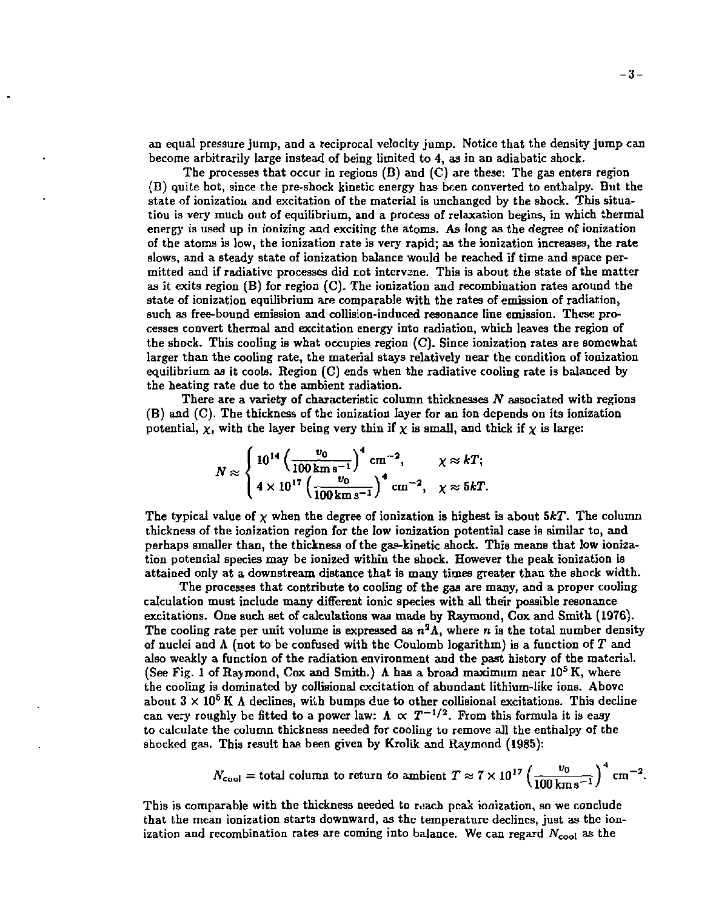an equal pressure jump, and a reciprocal velocity jump. Notice that the density jump can become arbitrarily large instead of being limited to 4, as in an adiabatic shock.

The processes that occur in regions (B) and (C) are these: The gas enters region (B) quite hot, since the pre-shock kinetic energy has been converted to enthalpy. But the state of ionization and excitation of the material is unchanged by the shock. This situation is very much out of equilibrium, and a process of relaxation begins, in which thermal energy is used up in ionizing and exciting the atoms. As long as the degree of ionization of the atoms is low, the ionization rate is very rapid; as the ionization increases, the rate slows, and a steady state of ionization balance would be reached if time and space permitted and if radiative processes did not intervene. This is about the state of the matter as it exits region (B) for region (C). The ionization and recombination rates around the state of ionization equilibrium are comparable with the rates of emission of radiation, such as free-bound emission and collision-induced resonance line emission. These processes convert thermal and excitation energy into radiation, which leaves the region of the shock. This cooling is what occupies region (C). Since ionization rates are somewhat larger than the cooling rate, the material stays relatively near the condition of ionization equilibrium as it cools. Region (C) ends when the radiative cooling rate is balanced by the heating rate due to the ambient radiation.

There are a variety of characteristic column thicknesses $N$ associated with regions (B) and (C). The thickness of the ionization layer for an ion depends on its ionization potential, $\chi$, with the layer being very thin if $\chi$ is small, and thick if $\chi$ is large:

$$N \approx \begin{cases} 10^{14}\left(\dfrac{v_0}{100\,\mathrm{km\,s^{-1}}}\right)^4 \mathrm{cm^{-2}}, & \chi \approx kT; \\ 4\times 10^{17}\left(\dfrac{v_0}{100\,\mathrm{km\,s^{-1}}}\right)^4 \mathrm{cm^{-2}}, & \chi \approx 5kT. \end{cases}$$

The typical value of $\chi$ when the degree of ionization is highest is about $5kT$. The column thickness of the ionization region for the low ionization potential case is similar to, and perhaps smaller than, the thickness of the gas-kinetic shock. This means that low ionization potential species may be ionized within the shock. However the peak ionization is attained only at a downstream distance that is many times greater than the shock width.

The processes that contribute to cooling of the gas are many, and a proper cooling calculation must include many different ionic species with all their possible resonance excitations. One such set of calculations was made by Raymond, Cox and Smith (1976). The cooling rate per unit volume is expressed as $n^2\Lambda$, where $n$ is the total number density of nuclei and $\Lambda$ (not to be confused with the Coulomb logarithm) is a function of $T$ and also weakly a function of the radiation environment and the past history of the material. (See Fig. 1 of Raymond, Cox and Smith.) $\Lambda$ has a broad maximum near $10^5$ K, where the cooling is dominated by collisional excitation of abundant lithium-like ions. Above about $3\times 10^5$ K $\Lambda$ declines, with bumps due to other collisional excitations. This decline can very roughly be fitted to a power law: $\Lambda \propto T^{-1/2}$. From this formula it is easy to calculate the column thickness needed for cooling to remove all the enthalpy of the shocked gas. This result has been given by Krolik and Raymond (1985):

$$N_{\mathrm{cool}} = \text{total column to return to ambient } T \approx 7\times 10^{17}\left(\frac{v_0}{100\,\mathrm{km\,s^{-1}}}\right)^4 \mathrm{cm^{-2}}.$$

This is comparable with the thickness needed to reach peak ionization, so we conclude that the mean ionization starts downward, as the temperature declines, just as the ionization and recombination rates are coming into balance. We can regard $N_{\mathrm{cool}}$ as the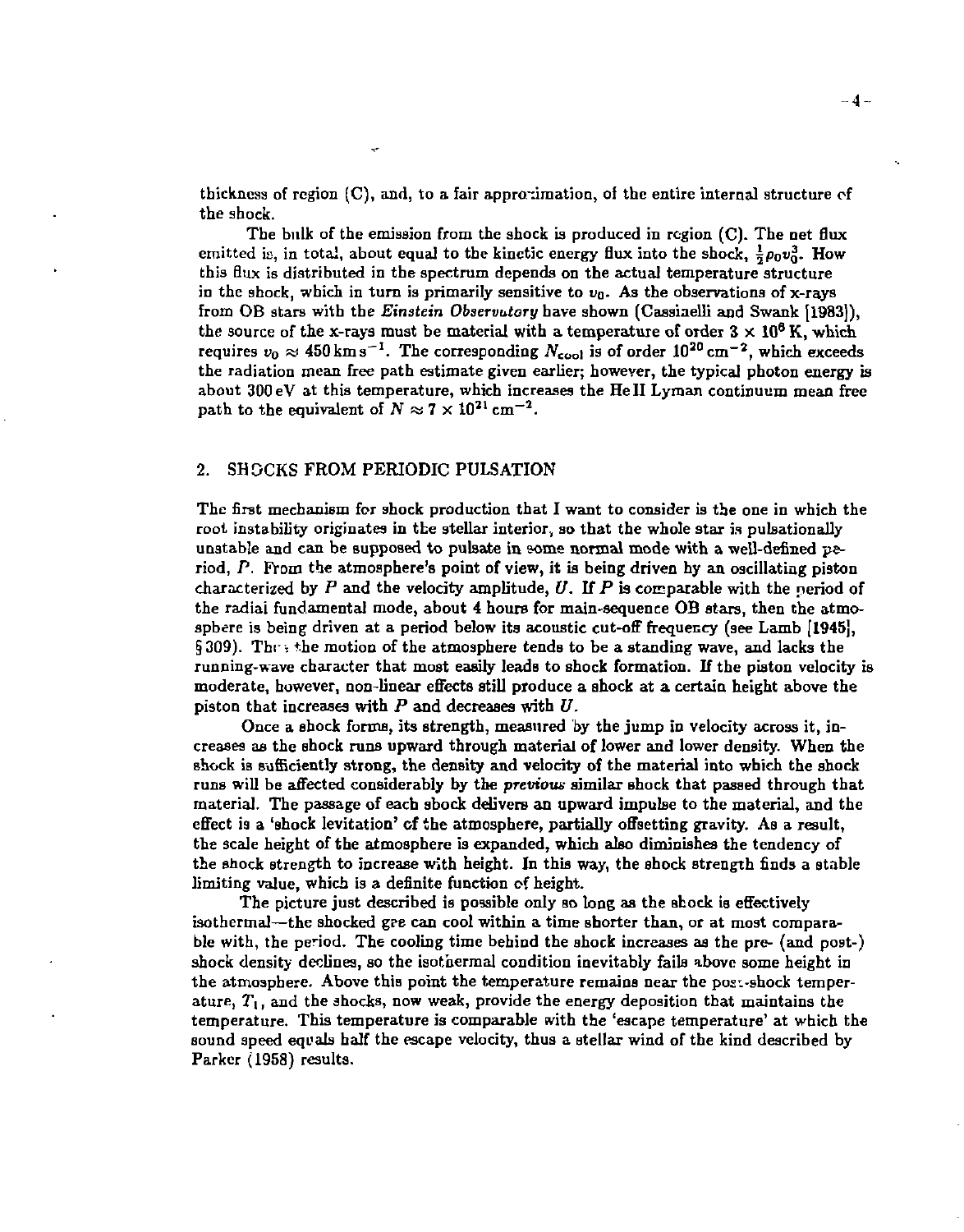thickness of region (C), and, to a fair approximation, of the entire internal structure of the shock.

The bulk of the emission from the shock is produced in region (C). The net flux emitted is, in total, about equal to the kinetic energy flux into the shock, $\frac{1}{2}\rho_0 v_0^3$. How this flux is distributed in the spectrum depends on the actual temperature structure in the shock, which in turn is primarily sensitive to $v_0$. As the observations of x-rays from OB stars with the *Einstein Observatory* have shown (Cassinelli and Swank [1983]), the source of the x-rays must be material with a temperature of order $3 \times 10^6$ K, which requires $v_0 \approx 450\,\mathrm{km\,s^{-1}}$. The corresponding $N_{\mathrm{cool}}$ is of order $10^{20}\,\mathrm{cm^{-2}}$, which exceeds the radiation mean free path estimate given earlier; however, the typical photon energy is about 300 eV at this temperature, which increases the He II Lyman continuum mean free path to the equivalent of $N \approx 7 \times 10^{21}\,\mathrm{cm^{-2}}$.

## 2. SHOCKS FROM PERIODIC PULSATION

The first mechanism for shock production that I want to consider is the one in which the root instability originates in the stellar interior, so that the whole star is pulsationally unstable and can be supposed to pulsate in some normal mode with a well-defined period, $P$. From the atmosphere's point of view, it is being driven by an oscillating piston characterized by $P$ and the velocity amplitude, $U$. If $P$ is comparable with the period of the radial fundamental mode, about 4 hours for main-sequence OB stars, then the atmosphere is being driven at a period below its acoustic cut-off frequency (see Lamb [1945], §309). Thus the motion of the atmosphere tends to be a standing wave, and lacks the running-wave character that most easily leads to shock formation. If the piston velocity is moderate, however, non-linear effects still produce a shock at a certain height above the piston that increases with $P$ and decreases with $U$.

Once a shock forms, its strength, measured by the jump in velocity across it, increases as the shock runs upward through material of lower and lower density. When the shock is sufficiently strong, the density and velocity of the material into which the shock runs will be affected considerably by the *previous* similar shock that passed through that material. The passage of each shock delivers an upward impulse to the material, and the effect is a 'shock levitation' of the atmosphere, partially offsetting gravity. As a result, the scale height of the atmosphere is expanded, which also diminishes the tendency of the shock strength to increase with height. In this way, the shock strength finds a stable limiting value, which is a definite function of height.

The picture just described is possible only so long as the shock is effectively isothermal—the shocked gas can cool within a time shorter than, or at most comparable with, the period. The cooling time behind the shock increases as the pre- (and post-) shock density declines, so the isothermal condition inevitably fails above some height in the atmosphere. Above this point the temperature remains near the post-shock temperature, $T_1$, and the shocks, now weak, provide the energy deposition that maintains the temperature. This temperature is comparable with the 'escape temperature' at which the sound speed equals half the escape velocity, thus a stellar wind of the kind described by Parker (1958) results.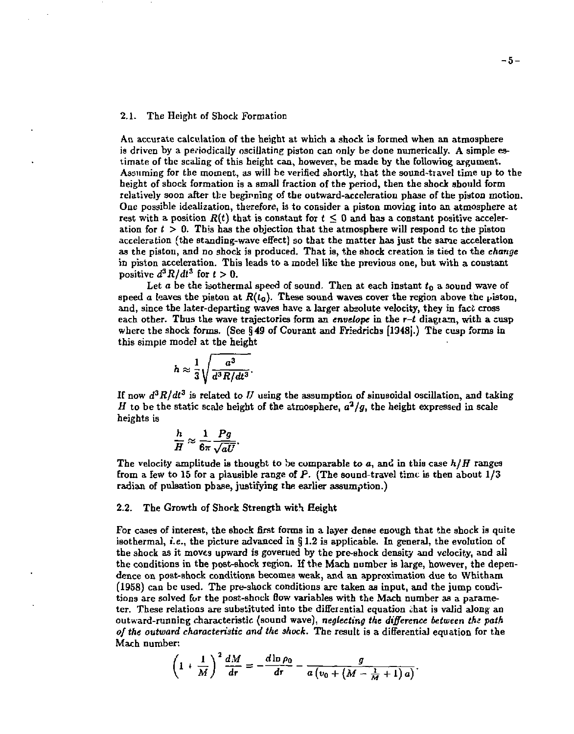### 2.1. The Height of Shock Formation

An accurate calculation of the height at which a shock is formed when an atmosphere is driven by a periodically oscillating piston can only be done numerically. A simple estimate of the scaling of this height can, however, be made by the following argument. Assuming for the moment, as will be verified shortly, that the sound-travel time up to the height of shock formation is a small fraction of the period, then the shock should form relatively soon after the beginning of the outward-acceleration phase of the piston motion. One possible idealization, therefore, is to consider a piston moving into an atmosphere at rest with a position $R(t)$ that is constant for $t \leq 0$ and has a constant positive acceleration for $t > 0$. This has the objection that the atmosphere will respond to the piston acceleration (the standing-wave effect) so that the matter has just the same acceleration as the piston, and no shock is produced. That is, the shock creation is tied to the *change* in piston acceleration. This leads to a model like the previous one, but with a constant positive $d^3R/dt^3$ for $t > 0$.

Let $a$ be the isothermal speed of sound. Then at each instant $t_0$ a sound wave of speed $a$ leaves the piston at $R(t_0)$. These sound waves cover the region above the piston, and, since the later-departing waves have a larger absolute velocity, they in fact cross each other. Thus the wave trajectories form an *envelope* in the $r$–$t$ diagram, with a cusp where the shock forms. (See § 49 of Courant and Friedrichs [1948].) The cusp forms in this simple model at the height

$$h \approx \frac{1}{3}\sqrt{\frac{a^3}{d^3R/dt^3}}.$$

If now $d^3R/dt^3$ is related to $U$ using the assumption of sinusoidal oscillation, and taking $H$ to be the static scale height of the atmosphere, $a^2/g$, the height expressed in scale heights is

$$\frac{h}{H} \approx \frac{1}{6\pi}\frac{Pg}{\sqrt{aU}}.$$

The velocity amplitude is thought to be comparable to $a$, and in this case $h/H$ ranges from a few to 15 for a plausible range of $P$. (The sound-travel time is then about 1/3 radian of pulsation phase, justifying the earlier assumption.)

### 2.2. The Growth of Shock Strength with Height

For cases of interest, the shock first forms in a layer dense enough that the shock is quite isothermal, *i.e.*, the picture advanced in § 1.2 is applicable. In general, the evolution of the shock as it moves upward is governed by the pre-shock density and velocity, and all the conditions in the post-shock region. If the Mach number is large, however, the dependence on post-shock conditions becomes weak, and an approximation due to Whitham (1958) can be used. The pre-shock conditions are taken as input, and the jump conditions are solved for the post-shock flow variables with the Mach number as a parameter. These relations are substituted into the differential equation that is valid along an outward-running characteristic (sound wave), *neglecting the difference between the path of the outward characteristic and the shock.* The result is a differential equation for the Mach number:

$$\left(1 + \frac{1}{M}\right)^2 \frac{dM}{dr} = -\frac{d\ln\rho_0}{dr} - \frac{g}{a\left(v_0 + \left(M - \frac{1}{M} + 1\right)a\right)}.$$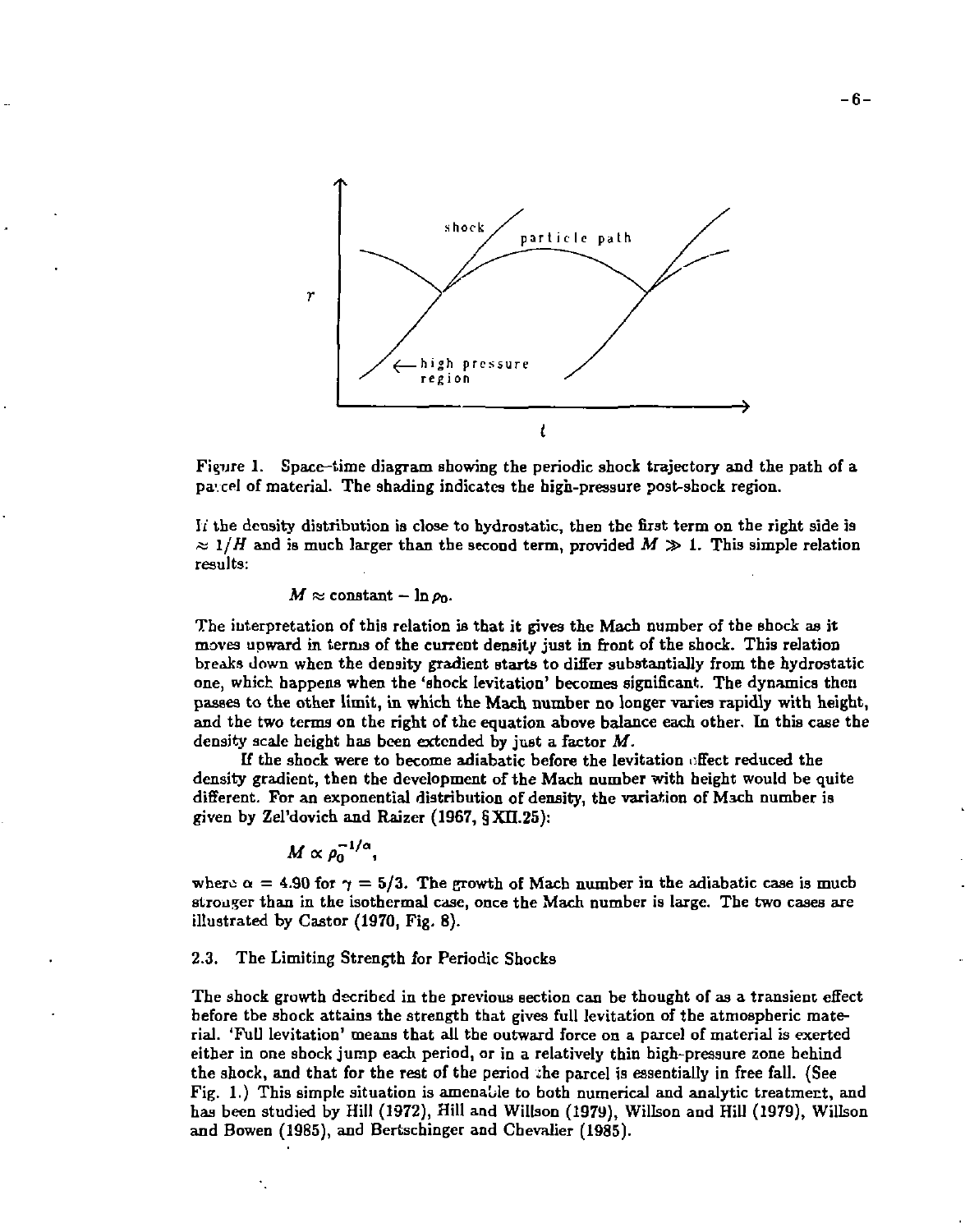Figure 1. Space–time diagram showing the periodic shock trajectory and the path of a parcel of material. The shading indicates the high-pressure post-shock region.

If the density distribution is close to hydrostatic, then the first term on the right side is $\approx 1/H$ and is much larger than the second term, provided $M \gg 1$. This simple relation results:

$$M \approx \text{constant} - \ln \rho_0.$$

The interpretation of this relation is that it gives the Mach number of the shock as it moves upward in terms of the current density just in front of the shock. This relation breaks down when the density gradient starts to differ substantially from the hydrostatic one, which happens when the 'shock levitation' becomes significant. The dynamics then passes to the other limit, in which the Mach number no longer varies rapidly with height, and the two terms on the right of the equation above balance each other. In this case the density scale height has been extended by just a factor $M$.

If the shock were to become adiabatic before the levitation effect reduced the density gradient, then the development of the Mach number with height would be quite different. For an exponential distribution of density, the variation of Mach number is given by Zel'dovich and Raizer (1967, § XII.25):

$$M \propto \rho_0^{-1/\alpha},$$

where $\alpha = 4.90$ for $\gamma = 5/3$. The growth of Mach number in the adiabatic case is much stronger than in the isothermal case, once the Mach number is large. The two cases are illustrated by Castor (1970, Fig. 8).

### 2.3. The Limiting Strength for Periodic Shocks

The shock growth decribed in the previous section can be thought of as a transient effect before the shock attains the strength that gives full levitation of the atmospheric material. 'Full levitation' means that all the outward force on a parcel of material is exerted either in one shock jump each period, or in a relatively thin high-pressure zone behind the shock, and that for the rest of the period the parcel is essentially in free fall. (See Fig. 1.) This simple situation is amenable to both numerical and analytic treatment, and has been studied by Hill (1972), Hill and Willson (1979), Willson and Hill (1979), Willson and Bowen (1985), and Bertschinger and Chevalier (1985).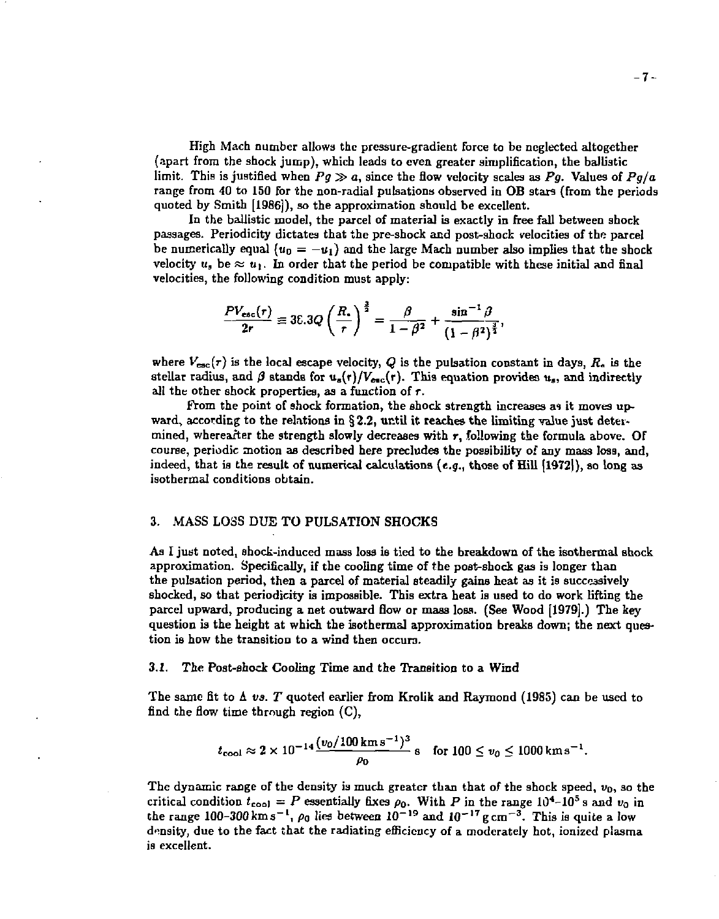High Mach number allows the pressure-gradient force to be neglected altogether (apart from the shock jump), which leads to even greater simplification, the ballistic limit. This is justified when $Pg \gg a$, since the flow velocity scales as $Pg$. Values of $Pg/a$ range from 40 to 150 for the non-radial pulsations observed in OB stars (from the periods quoted by Smith [1986]), so the approximation should be excellent.

In the ballistic model, the parcel of material is exactly in free fall between shock passages. Periodicity dictates that the pre-shock and post-shock velocities of the parcel be numerically equal ($u_0 = -u_1$) and the large Mach number also implies that the shock velocity $u_s$ be $\approx u_1$. In order that the period be compatible with these initial and final velocities, the following condition must apply:

$$\frac{PV_{esc}(r)}{2r} \equiv 38.3Q\left(\frac{R_*}{r}\right)^{\frac{3}{2}} = \frac{\beta}{1-\beta^2} + \frac{\sin^{-1}\beta}{(1-\beta^2)^{\frac{3}{2}}},$$

where $V_{esc}(r)$ is the local escape velocity, $Q$ is the pulsation constant in days, $R_*$ is the stellar radius, and $\beta$ stands for $u_s(r)/V_{esc}(r)$. This equation provides $u_s$, and indirectly all the other shock properties, as a function of $r$.

From the point of shock formation, the shock strength increases as it moves upward, according to the relations in § 2.2, until it reaches the limiting value just determined, whereafter the strength slowly decreases with $r$, following the formula above. Of course, periodic motion as described here precludes the possibility of any mass loss, and, indeed, that is the result of numerical calculations (*e.g.*, those of Hill [1972]), so long as isothermal conditions obtain.

## 3. MASS LOSS DUE TO PULSATION SHOCKS

As I just noted, shock-induced mass loss is tied to the breakdown of the isothermal shock approximation. Specifically, if the cooling time of the post-shock gas is longer than the pulsation period, then a parcel of material steadily gains heat as it is successively shocked, so that periodicity is impossible. This extra heat is used to do work lifting the parcel upward, producing a net outward flow or mass loss. (See Wood [1979].) The key question is the height at which the isothermal approximation breaks down; the next question is how the transition to a wind then occurs.

### 3.1. The Post-Shock Cooling Time and the Transition to a Wind

The same fit to $\Lambda$ *vs.* $T$ quoted earlier from Krolik and Raymond (1985) can be used to find the flow time through region (C),

$$t_{cool} \approx 2 \times 10^{-14} \frac{(v_0/100\,\mathrm{km\,s^{-1}})^3}{\rho_0}\ \mathrm{s} \quad \text{for } 100 \leq v_0 \leq 1000\,\mathrm{km\,s^{-1}}.$$

The dynamic range of the density is much greater than that of the shock speed, $v_0$, so the critical condition $t_{cool} = P$ essentially fixes $\rho_0$. With $P$ in the range $10^4$–$10^5$ s and $v_0$ in the range 100–300 $\mathrm{km\,s^{-1}}$, $\rho_0$ lies between $10^{-19}$ and $10^{-17}\,\mathrm{g\,cm^{-3}}$. This is quite a low density, due to the fact that the radiating efficiency of a moderately hot, ionized plasma is excellent.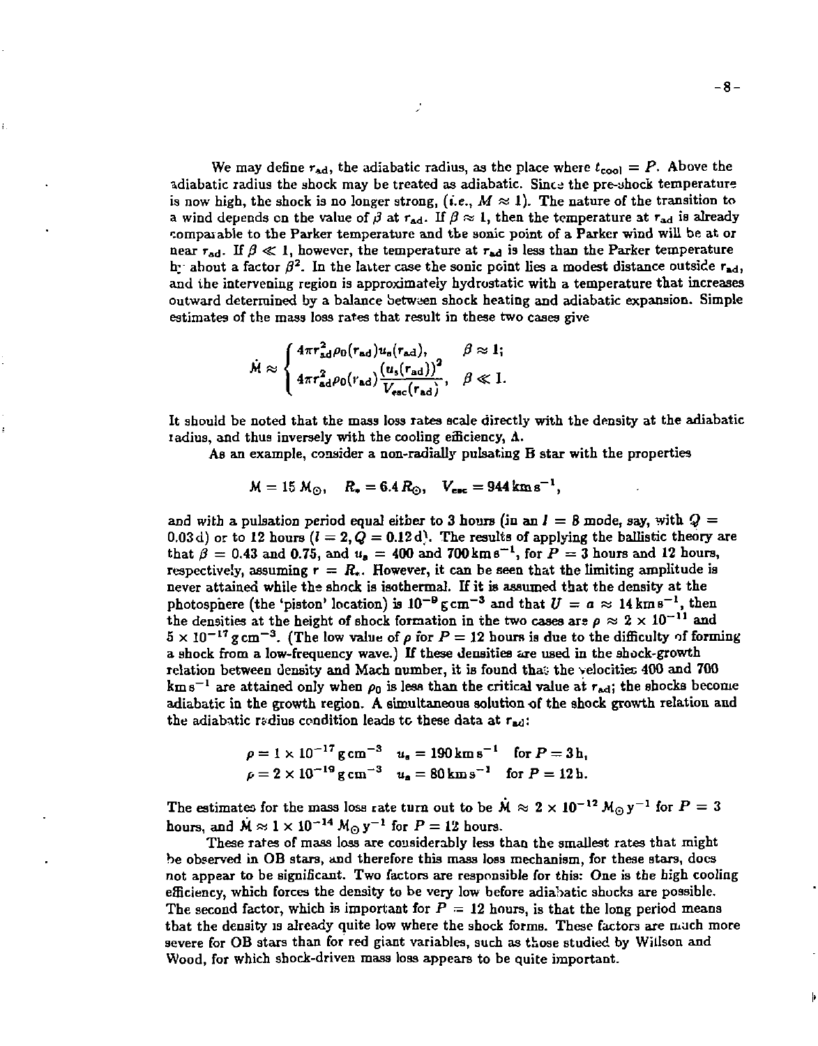We may define $r_{ad}$, the adiabatic radius, as the place where $t_{cool} = P$. Above the adiabatic radius the shock may be treated as adiabatic. Since the pre-shock temperature is now high, the shock is no longer strong, (*i.e.*, $M \approx 1$). The nature of the transition to a wind depends on the value of $\beta$ at $r_{ad}$. If $\beta \approx 1$, then the temperature at $r_{ad}$ is already comparable to the Parker temperature and the sonic point of a Parker wind will be at or near $r_{ad}$. If $\beta \ll 1$, however, the temperature at $r_{ad}$ is less than the Parker temperature by about a factor $\beta^2$. In the latter case the sonic point lies a modest distance outside $r_{ad}$, and the intervening region is approximately hydrostatic with a temperature that increases outward determined by a balance between shock heating and adiabatic expansion. Simple estimates of the mass loss rates that result in these two cases give

$$\dot{M} \approx \begin{cases} 4\pi r_{ad}^2 \rho_0(r_{ad}) u_s(r_{ad}), & \beta \approx 1; \\ 4\pi r_{ad}^2 \rho_0(r_{ad}) \dfrac{(u_s(r_{ad}))^2}{V_{esc}(r_{ad})}, & \beta \ll 1. \end{cases}$$

It should be noted that the mass loss rates scale directly with the density at the adiabatic radius, and thus inversely with the cooling efficiency, $\Lambda$.

As an example, consider a non-radially pulsating B star with the properties

$$M = 15\, M_\odot, \quad R_* = 6.4\, R_\odot, \quad V_{esc} = 944\,\mathrm{km\,s^{-1}},$$

and with a pulsation period equal either to 3 hours (in an $l = 8$ mode, say, with $Q = 0.03\,\mathrm{d}$) or to 12 hours ($l = 2, Q = 0.12\,\mathrm{d}$). The results of applying the ballistic theory are that $\beta = 0.43$ and $0.75$, and $u_s = 400$ and $700\,\mathrm{km\,s^{-1}}$, for $P = 3$ hours and 12 hours, respectively, assuming $r = R_*$. However, it can be seen that the limiting amplitude is never attained while the shock is isothermal. If it is assumed that the density at the photosphere (the 'piston' location) is $10^{-9}\,\mathrm{g\,cm^{-3}}$ and that $U = a \approx 14\,\mathrm{km\,s^{-1}}$, then the densities at the height of shock formation in the two cases are $\rho \approx 2 \times 10^{-11}$ and $5 \times 10^{-17}\,\mathrm{g\,cm^{-3}}$. (The low value of $\rho$ for $P = 12$ hours is due to the difficulty of forming a shock from a low-frequency wave.) If these densities are used in the shock-growth relation between density and Mach number, it is found that the velocities 400 and 700 $\mathrm{km\,s^{-1}}$ are attained only when $\rho_0$ is less than the critical value at $r_{ad}$; the shocks become adiabatic in the growth region. A simultaneous solution of the shock growth relation and the adiabatic radius condition leads to these data at $r_{ad}$:

$$\rho = 1 \times 10^{-17}\,\mathrm{g\,cm^{-3}} \quad u_s = 190\,\mathrm{km\,s^{-1}} \quad \text{for } P = 3\,\mathrm{h},$$
$$\rho = 2 \times 10^{-19}\,\mathrm{g\,cm^{-3}} \quad u_s = 80\,\mathrm{km\,s^{-1}} \quad \text{for } P = 12\,\mathrm{h}.$$

The estimates for the mass loss rate turn out to be $\dot{M} \approx 2 \times 10^{-12}\, M_\odot\,\mathrm{y^{-1}}$ for $P = 3$ hours, and $\dot{M} \approx 1 \times 10^{-14}\, M_\odot\,\mathrm{y^{-1}}$ for $P = 12$ hours.

These rates of mass loss are considerably less than the smallest rates that might be observed in OB stars, and therefore this mass loss mechanism, for these stars, does not appear to be significant. Two factors are responsible for this: One is the high cooling efficiency, which forces the density to be very low before adiabatic shocks are possible. The second factor, which is important for $P = 12$ hours, is that the long period means that the density is already quite low where the shock forms. These factors are much more severe for OB stars than for red giant variables, such as those studied by Willson and Wood, for which shock-driven mass loss appears to be quite important.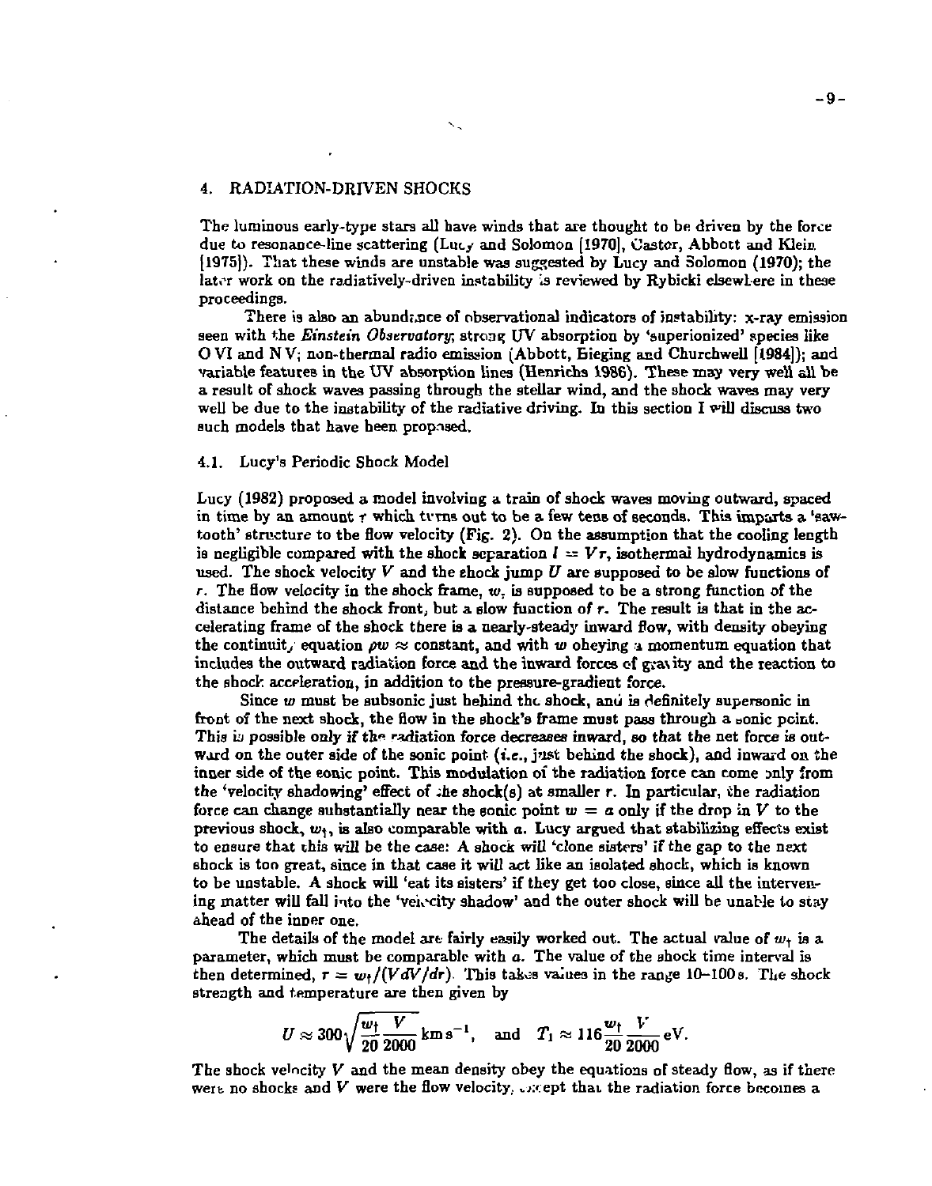## 4. RADIATION-DRIVEN SHOCKS

The luminous early-type stars all have winds that are thought to be driven by the force due to resonance-line scattering (Lucy and Solomon [1970], Castor, Abbott and Klein [1975]). That these winds are unstable was suggested by Lucy and Solomon (1970); the later work on the radiatively-driven instability is reviewed by Rybicki elsewhere in these proceedings.

There is also an abundance of observational indicators of instability: x-ray emission seen with the *Einstein Observatory*; strong UV absorption by 'superionized' species like O VI and N V; non-thermal radio emission (Abbott, Bieging and Churchwell [1984]); and variable features in the UV absorption lines (Henrichs 1986). These may very well all be a result of shock waves passing through the stellar wind, and the shock waves may very well be due to the instability of the radiative driving. In this section I will discuss two such models that have been proposed.

### 4.1. Lucy's Periodic Shock Model

Lucy (1982) proposed a model involving a train of shock waves moving outward, spaced in time by an amount $\tau$ which turns out to be a few tens of seconds. This imparts a 'saw-tooth' structure to the flow velocity (Fig. 2). On the assumption that the cooling length is negligible compared with the shock separation $l = V\tau$, isothermal hydrodynamics is used. The shock velocity $V$ and the shock jump $U$ are supposed to be slow functions of $r$. The flow velocity in the shock frame, $w$, is supposed to be a strong function of the distance behind the shock front, but a slow function of $r$. The result is that in the accelerating frame of the shock there is a nearly-steady inward flow, with density obeying the continuity equation $\rho w \approx$ constant, and with $w$ obeying a momentum equation that includes the outward radiation force and the inward forces of gravity and the reaction to the shock acceleration, in addition to the pressure-gradient force.

Since $w$ must be subsonic just behind the shock, and is definitely supersonic in front of the next shock, the flow in the shock's frame must pass through a sonic point. This is possible only *if the radiation force decreases inward*, so that the net force is outward on the outer side of the sonic point (*i.e.*, just behind the shock), and inward on the inner side of the sonic point. This modulation of the radiation force can come only from the 'velocity shadowing' effect of the shock(s) at smaller $r$. In particular, the radiation force can change substantially near the sonic point $w = a$ only if the drop in $V$ to the previous shock, $w_\dagger$, is also comparable with $a$. Lucy argued that stabilizing effects exist to ensure that this will be the case: A shock will 'clone sisters' if the gap to the next shock is too great, since in that case it will act like an isolated shock, which is known to be unstable. A shock will 'eat its sisters' if they get too close, since all the intervening matter will fall into the 'velocity shadow' and the outer shock will be unable to stay ahead of the inner one.

The details of the model are fairly easily worked out. The actual value of $w_\dagger$ is a parameter, which must be comparable with $a$. The value of the shock time interval is then determined, $\tau = w_\dagger/(VdV/dr)$. This takes values in the range 10–100 s. The shock strength and temperature are then given by

$$U \approx 300\sqrt{\frac{w_\dagger}{20}\frac{V}{2000}}\,\mathrm{km\,s^{-1}}, \quad \text{and} \quad T_1 \approx 116\frac{w_\dagger}{20}\frac{V}{2000}\,\mathrm{eV}.$$

The shock velocity $V$ and the mean density obey the equations of steady flow, as if there were no shocks and $V$ were the flow velocity, except that the radiation force becomes a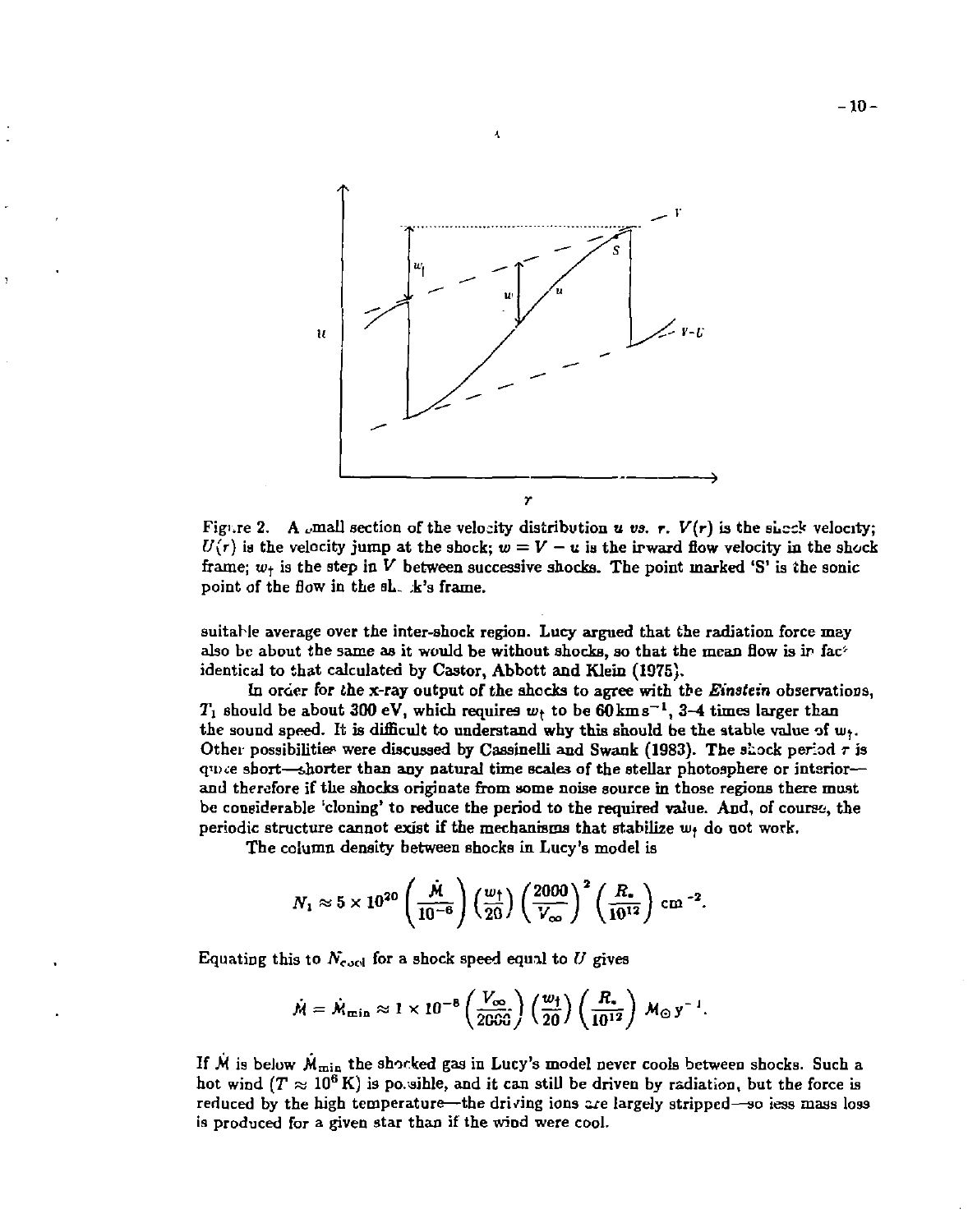Figure 2. A small section of the velocity distribution $u$ vs. $r$. $V(r)$ is the shock velocity; $U(r)$ is the velocity jump at the shock; $w = V - u$ is the inward flow velocity in the shock frame; $w_\dagger$ is the step in $V$ between successive shocks. The point marked 'S' is the sonic point of the flow in the shock's frame.

suitable average over the inter-shock region. Lucy argued that the radiation force may also be about the same as it would be without shocks, so that the mean flow is in fact identical to that calculated by Castor, Abbott and Klein (1975).

In order for the x-ray output of the shocks to agree with the *Einstein* observations, $T_1$ should be about 300 eV, which requires $w_\dagger$ to be $60\,\mathrm{km\,s^{-1}}$, 3–4 times larger than the sound speed. It is difficult to understand why this should be the stable value of $w_\dagger$. Other possibilities were discussed by Cassinelli and Swank (1983). The shock period $\tau$ is quite short—shorter than any natural time scales of the stellar photosphere or interior—and therefore if the shocks originate from some noise source in those regions there must be considerable 'cloning' to reduce the period to the required value. And, of course, the periodic structure cannot exist if the mechanisms that stabilize $w_\dagger$ do not work.

The column density between shocks in Lucy's model is

$$N_1 \approx 5 \times 10^{20} \left(\frac{\dot{M}}{10^{-6}}\right) \left(\frac{w_\dagger}{20}\right) \left(\frac{2000}{V_\infty}\right)^2 \left(\frac{R_*}{10^{12}}\right) \mathrm{cm}^{-2}.$$

Equating this to $N_{cool}$ for a shock speed equal to $U$ gives

$$\dot{M} = \dot{M}_{min} \approx 1 \times 10^{-8} \left(\frac{V_\infty}{2000}\right) \left(\frac{w_\dagger}{20}\right) \left(\frac{R_*}{10^{12}}\right) M_\odot\,\mathrm{y}^{-1}.$$

If $\dot{M}$ is below $\dot{M}_{min}$ the shocked gas in Lucy's model never cools between shocks. Such a hot wind ($T \approx 10^6\,\mathrm{K}$) is possible, and it can still be driven by radiation, but the force is reduced by the high temperature—the driving ions are largely stripped—so less mass loss is produced for a given star than if the wind were cool.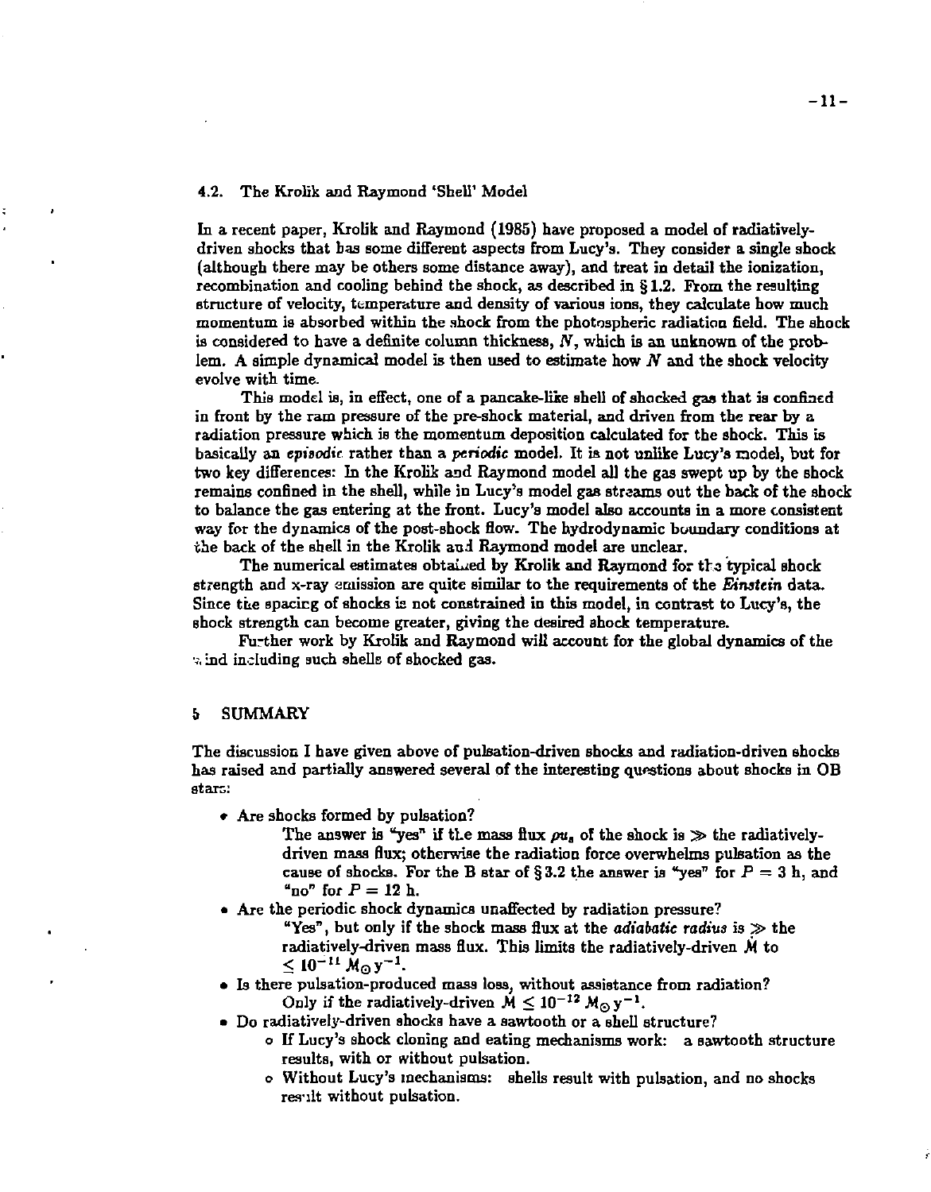### 4.2. The Krolik and Raymond 'Shell' Model

In a recent paper, Krolik and Raymond (1985) have proposed a model of radiatively-driven shocks that has some different aspects from Lucy's. They consider a single shock (although there may be others some distance away), and treat in detail the ionization, recombination and cooling behind the shock, as described in § 1.2. From the resulting structure of velocity, temperature and density of various ions, they calculate how much momentum is absorbed within the shock from the photospheric radiation field. The shock is considered to have a definite column thickness, $N$, which is an unknown of the problem. A simple dynamical model is then used to estimate how $N$ and the shock velocity evolve with time.

This model is, in effect, one of a pancake-like shell of shocked gas that is confined in front by the ram pressure of the pre-shock material, and driven from the rear by a radiation pressure which is the momentum deposition calculated for the shock. This is basically an *episodic* rather than a *periodic* model. It is not unlike Lucy's model, but for two key differences: In the Krolik and Raymond model all the gas swept up by the shock remains confined in the shell, while in Lucy's model gas streams out the back of the shock to balance the gas entering at the front. Lucy's model also accounts in a more consistent way for the dynamics of the post-shock flow. The hydrodynamic boundary conditions at the back of the shell in the Krolik and Raymond model are unclear.

The numerical estimates obtained by Krolik and Raymond for the typical shock strength and x-ray emission are quite similar to the requirements of the *Einstein* data. Since the spacing of shocks is not constrained in this model, in contrast to Lucy's, the shock strength can become greater, giving the desired shock temperature.

Further work by Krolik and Raymond will account for the global dynamics of the wind including such shells of shocked gas.

## 5 SUMMARY

The discussion I have given above of pulsation-driven shocks and radiation-driven shocks has raised and partially answered several of the interesting questions about shocks in OB stars:

- Are shocks formed by pulsation?
  The answer is "yes" if the mass flux $\rho u_s$ of the shock is $\gg$ the radiatively-driven mass flux; otherwise the radiation force overwhelms pulsation as the cause of shocks. For the B star of § 3.2 the answer is "yes" for $P = 3$ h, and "no" for $P = 12$ h.
- Are the periodic shock dynamics unaffected by radiation pressure?
  "Yes", but only if the shock mass flux at the *adiabatic radius* is $\gg$ the radiatively-driven mass flux. This limits the radiatively-driven $\dot{M}$ to $\leq 10^{-11}\, M_{\odot}\,\mathrm{y}^{-1}$.
- Is there pulsation-produced mass loss, without assistance from radiation?
  Only if the radiatively-driven $\dot{M} \leq 10^{-12}\, M_{\odot}\,\mathrm{y}^{-1}$.
- Do radiatively-driven shocks have a sawtooth or a shell structure?
  - If Lucy's shock cloning and eating mechanisms work: a sawtooth structure results, with or without pulsation.
  - Without Lucy's mechanisms: shells result with pulsation, and no shocks result without pulsation.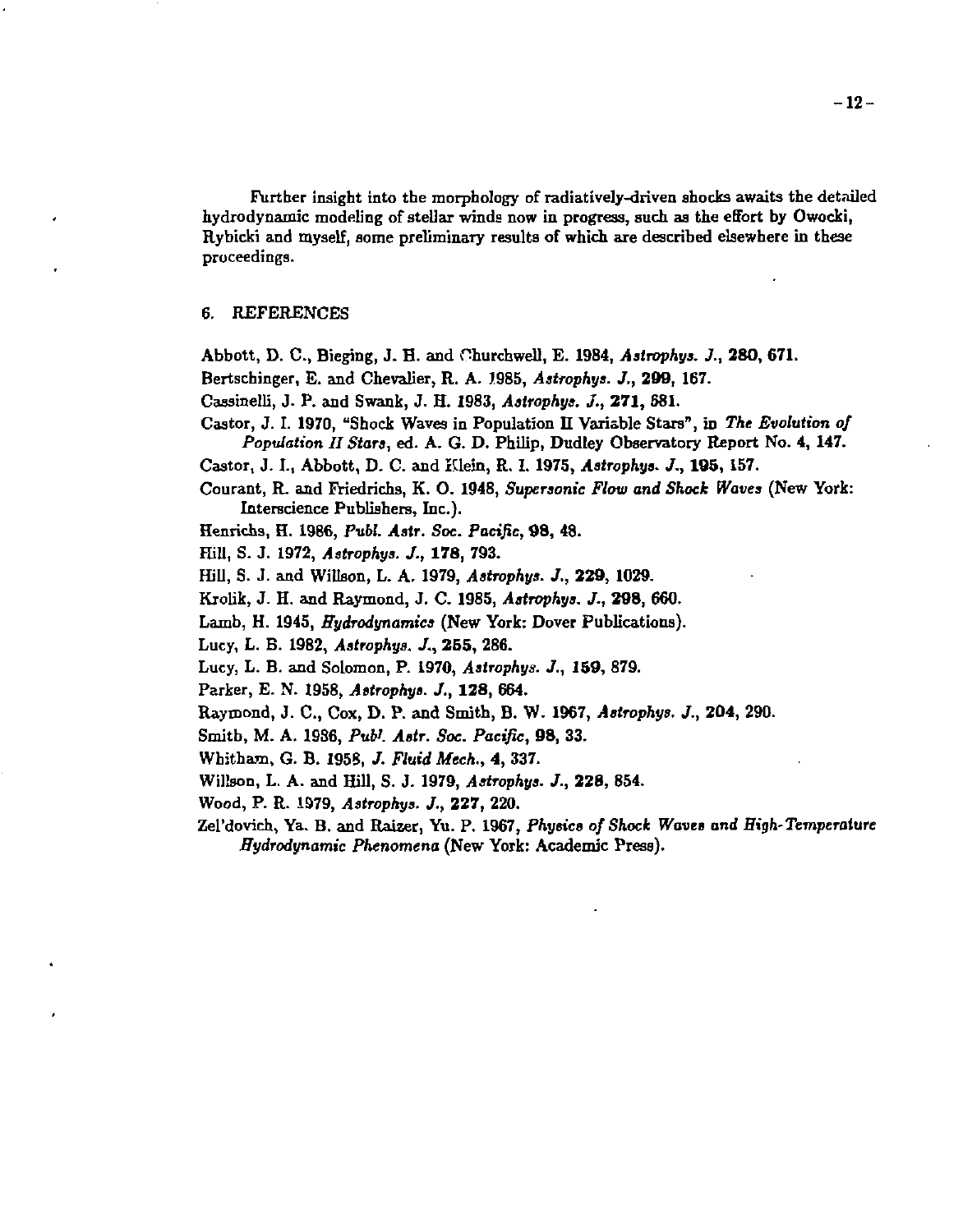Further insight into the morphology of radiatively-driven shocks awaits the detailed hydrodynamic modeling of stellar winds now in progress, such as the effort by Owocki, Rybicki and myself, some preliminary results of which are described elsewhere in these proceedings.

## 6. REFERENCES

Abbott, D. C., Bieging, J. H. and Churchwell, E. 1984, *Astrophys. J.*, **280**, 671.

Bertschinger, E. and Chevalier, R. A. 1985, *Astrophys. J.*, **299**, 167.

Cassinelli, J. P. and Swank, J. H. 1983, *Astrophys. J.*, **271**, 681.

Castor, J. I. 1970, "Shock Waves in Population II Variable Stars", in *The Evolution of Population II Stars*, ed. A. G. D. Philip, Dudley Observatory Report No. 4, 147.

Castor, J. I., Abbott, D. C. and Klein, R. I. 1975, *Astrophys. J.*, **195**, 157.

Courant, R. and Friedrichs, K. O. 1948, *Supersonic Flow and Shock Waves* (New York: Interscience Publishers, Inc.).

Henrichs, H. 1986, *Publ. Astr. Soc. Pacific*, **98**, 48.

Hill, S. J. 1972, *Astrophys. J.*, **178**, 793.

Hill, S. J. and Willson, L. A. 1979, *Astrophys. J.*, **229**, 1029.

Krolik, J. H. and Raymond, J. C. 1985, *Astrophys. J.*, **298**, 660.

Lamb, H. 1945, *Hydrodynamics* (New York: Dover Publications).

Lucy, L. B. 1982, *Astrophys. J.*, **255**, 286.

Lucy, L. B. and Solomon, P. 1970, *Astrophys. J.*, **159**, 879.

Parker, E. N. 1958, *Astrophys. J.*, **128**, 664.

Raymond, J. C., Cox, D. P. and Smith, B. W. 1967, *Astrophys. J.*, **204**, 290.

Smith, M. A. 1986, *Publ. Astr. Soc. Pacific*, **98**, 33.

Whitham, G. B. 1958, *J. Fluid Mech.*, **4**, 337.

Willson, L. A. and Hill, S. J. 1979, *Astrophys. J.*, **228**, 854.

Wood, P. R. 1979, *Astrophys. J.*, **227**, 220.

Zel'dovich, Ya. B. and Raizer, Yu. P. 1967, *Physics of Shock Waves and High-Temperature Hydrodynamic Phenomena* (New York: Academic Press).